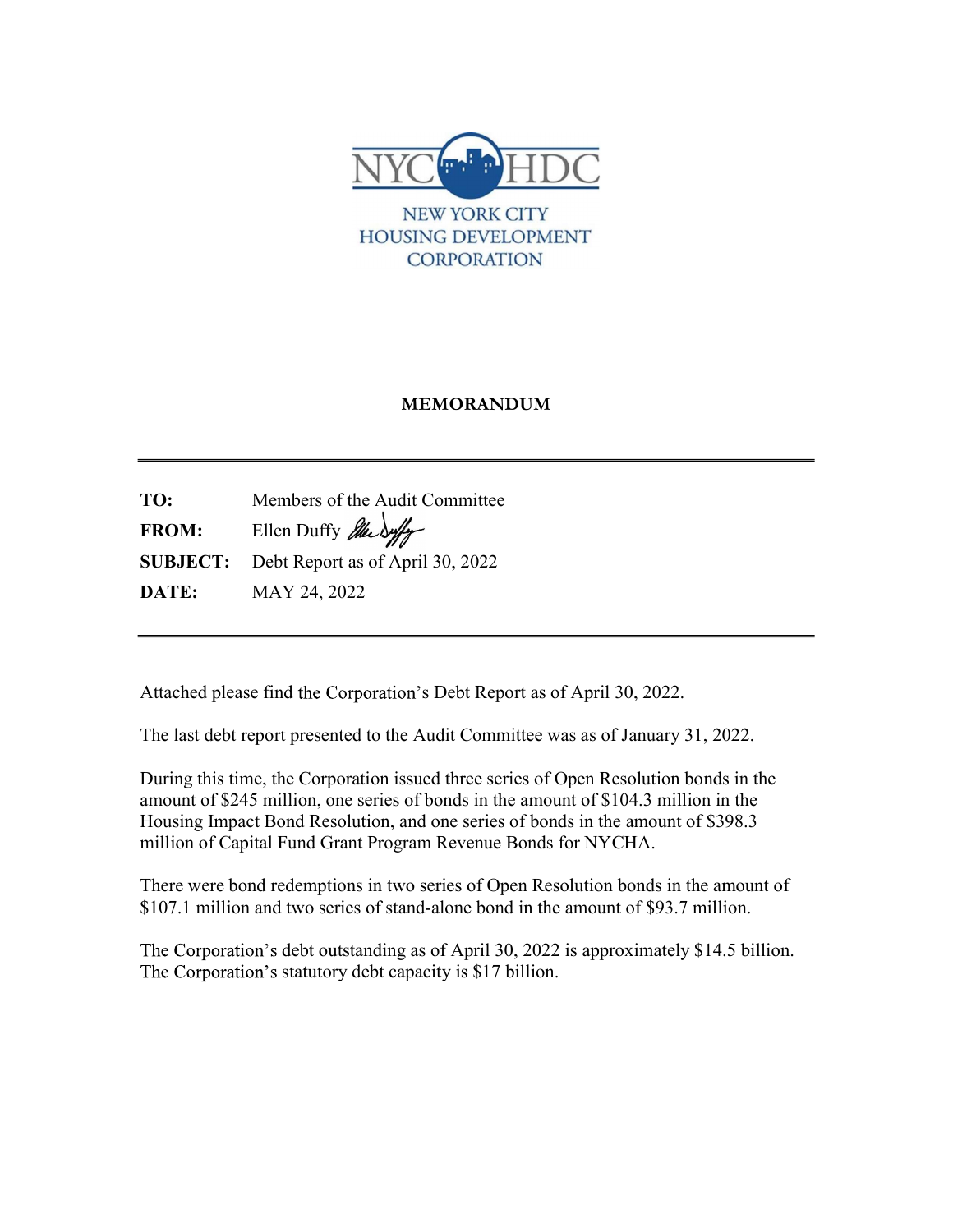NYC HDC

NEW YORK CITY
HOUSING DEVELOPMENT
CORPORATION

# MEMORANDUM

---

**TO:** Members of the Audit Committee

**FROM:** Ellen Duffy

**SUBJECT:** Debt Report as of April 30, 2022

**DATE:** MAY 24, 2022

---

Attached please find the Corporation's Debt Report as of April 30, 2022.

The last debt report presented to the Audit Committee was as of January 31, 2022.

During this time, the Corporation issued three series of Open Resolution bonds in the amount of $245 million, one series of bonds in the amount of $104.3 million in the Housing Impact Bond Resolution, and one series of bonds in the amount of $398.3 million of Capital Fund Grant Program Revenue Bonds for NYCHA.

There were bond redemptions in two series of Open Resolution bonds in the amount of $107.1 million and two series of stand-alone bond in the amount of $93.7 million.

The Corporation's debt outstanding as of April 30, 2022 is approximately $14.5 billion. The Corporation's statutory debt capacity is $17 billion.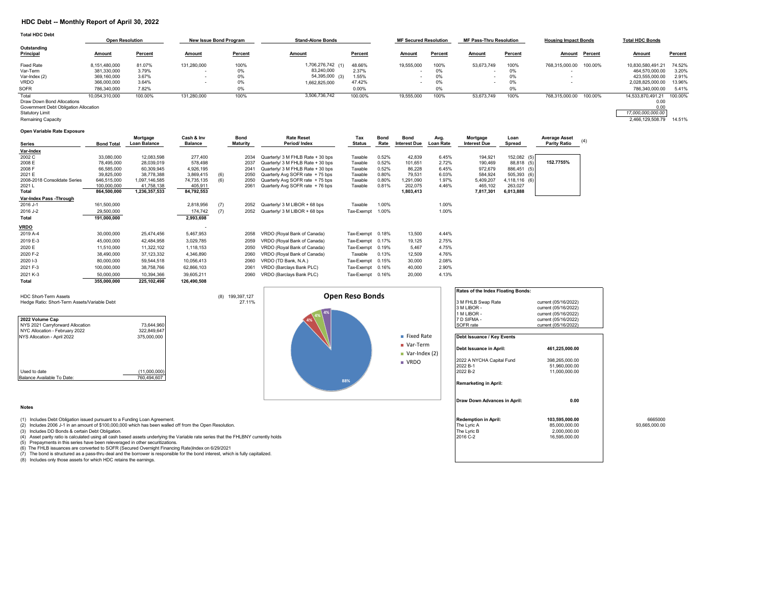## HDC Debt -- Monthly Report of April 30, 2022

**Total HDC Debt**

| Outstanding Principal | Open Resolution Amount | Open Resolution Percent | New Issue Bond Program Amount | New Issue Bond Program Percent | Stand-Alone Bonds Amount | Stand-Alone Bonds Percent | MF Secured Resolution Amount | MF Secured Resolution Percent | MF Pass-Thru Resolution Amount | MF Pass-Thru Resolution Percent | Housing Impact Bonds Amount | Housing Impact Bonds Percent | Total HDC Bonds Amount | Total HDC Bonds Percent |
|---|---|---|---|---|---|---|---|---|---|---|---|---|---|---|
| Fixed Rate | 8,151,480,000 | 81.07% | 131,280,000 | 100% | 1,706,276,742 (1) | 48.66% | 19,555,000 | 100% | 53,673,749 | 100% | 768,315,000.00 | 100.00% | 10,830,580,491.21 | 74.52% |
| Var-Term | 381,330,000 | 3.79% | - | 0% | 83,240,000 | 2.37% | - | 0% | - | 0% | - | | 464,570,000.00 | 3.20% |
| Var-Index (2) | 369,160,000 | 3.67% | - | 0% | 54,395,000 (3) | 1.55% | - | 0% | - | 0% | - | | 423,555,000.00 | 2.91% |
| VRDO | 366,000,000 | 3.64% | - | 0% | 1,662,825,000 | 47.42% | - | 0% | - | 0% | - | | 2,028,825,000.00 | 13.96% |
| SOFR | 786,340,000 | 7.82% | | 0% | | 0.00% | | 0% | | 0% | | | 786,340,000.00 | 5.41% |
| Total | 10,054,310,000 | 100.00% | 131,280,000 | 100% | 3,506,736,742 | 100.00% | 19,555,000 | 100% | 53,673,749 | 100% | 768,315,000.00 | 100.00% | 14,533,870,491.21 | 100.00% |
| Draw Down Bond Allocations | | | | | | | | | | | | | 0.00 | |
| Government Debt Obligation Allocation | | | | | | | | | | | | | 0.00 | |
| Statutory Limit | | | | | | | | | | | | | 17,000,000,000.00 | |
| Remaining Capacity | | | | | | | | | | | | | 2,466,129,508.79 | 14.51% |

**Open Variable Rate Exposure**

| Series | Bond Total | Mortgage Loan Balance | Cash & Inv Balance | | Bond Maturity | Rate Reset Period/ Index | Tax Status | Bond Rate | Bond Interest Due | Avg. Loan Rate | Mortgage Interest Due | Loan Spread | | Average Asset Parity Ratio (4) |
|---|---|---|---|---|---|---|---|---|---|---|---|---|---|---|
| **Var-Index** | | | | | | | | | | | | | | |
| 2002 C | 33,080,000 | 12,083,598 | 277,400 | | 2034 | Quarterly/ 3 M FHLB Rate + 30 bps | Taxable | 0.52% | 42,839 | 6.45% | 194,921 | 152,082 | (5) | 152.7755% |
| 2008 E | 78,495,000 | 28,039,019 | 578,498 | | 2037 | Quarterly/ 3 M FHLB Rate + 30 bps | Taxable | 0.52% | 101,651 | 2.72% | 190,469 | 88,818 | (5) | |
| 2008 F | 66,585,000 | 60,309,945 | 4,926,195 | | 2041 | Quarterly/ 3 M FHLB Rate + 30 bps | Taxable | 0.52% | 86,228 | 6.45% | 972,679 | 886,451 | (5) | |
| 2021 E | 39,825,000 | 38,778,388 | 3,869,415 | (6) | 2050 | Quarterly Avg SOFR rate + 75 bps | Taxable | 0.80% | 79,531 | 6.03% | 584,924 | 505,393 | (6) | |
| 2008-2018 Consolidate Series | 646,515,000 | 1,097,146,585 | 74,735,135 | (6) | 2050 | Quarterly Avg SOFR rate + 75 bps | Taxable | 0.80% | 1,291,090 | 1.97% | 5,409,207 | 4,118,116 | (6) | |
| 2021 L | 100,000,000 | 41,758,138 | 405,911 | | 2061 | Quarterly Avg SOFR rate + 76 bps | Taxable | 0.81% | 202,075 | 4.46% | 465,102 | 263,027 | | |
| **Total** | **864,500,000** | **1,236,357,533** | **84,792,553** | | | | | | **1,803,413** | | **7,817,301** | **6,013,888** | | |
| **Var-Index Pass -Through** | | | | | | | | | | | | | | |
| 2016 J-1 | 161,500,000 | | 2,818,956 | (7) | 2052 | Quarterly/ 3 M LIBOR + 68 bps | Taxable | 1.00% | | 1.00% | | | | |
| 2016 J-2 | 29,500,000 | | 174,742 | (7) | 2052 | Quarterly/ 3 M LIBOR + 68 bps | Tax-Exempt | 1.00% | | 1.00% | | | | |
| **Total** | **191,000,000** | | **2,993,698** | | | | | | | | | | | |
| **VRDO** | | | - | | | | | | | | | | | |
| 2019 A-4 | 30,000,000 | 25,474,456 | 5,467,953 | | 2058 | VRDO (Royal Bank of Canada) | Tax-Exempt | 0.18% | 13,500 | 4.44% | | | | |
| 2019 E-3 | 45,000,000 | 42,484,958 | 3,029,785 | | 2059 | VRDO (Royal Bank of Canada) | Tax-Exempt | 0.17% | 19,125 | 2.75% | | | | |
| 2020 E | 11,510,000 | 11,322,102 | 1,118,153 | | 2050 | VRDO (Royal Bank of Canada) | Tax-Exempt | 0.19% | 5,467 | 4.75% | | | | |
| 2020 F-2 | 38,490,000 | 37,123,332 | 4,346,890 | | 2060 | VRDO (Royal Bank of Canada) | Taxable | 0.13% | 12,509 | 4.76% | | | | |
| 2020 I-3 | 80,000,000 | 59,544,518 | 10,056,413 | | 2060 | VRDO (TD Bank, N.A.) | Tax-Exempt | 0.15% | 30,000 | 2.08% | | | | |
| 2021 F-3 | 100,000,000 | 38,758,766 | 62,866,103 | | 2061 | VRDO (Barclays Bank PLC) | Tax-Exempt | 0.16% | 40,000 | 2.90% | | | | |
| 2021 K-3 | 50,000,000 | 10,394,366 | 39,605,211 | | 2060 | VRDO (Barclays Bank PLC) | Tax-Exempt | 0.16% | 20,000 | 4.13% | | | | |
| **Total** | **355,000,000** | **225,102,498** | **126,490,508** | | | | | | | | | | | |

HDC Short-Term Assets (8) 199,397,127
Hedge Ratio: Short-Term Assets/Variable Debt 27.11%

| 2022 Volume Cap | |
|---|---|
| NYS 2021 Carryforward Allocation | 73,644,960 |
| NYC Allocation - February 2022 | 322,849,647 |
| NYS Allocation - April 2022 | 375,000,000 |
| Used to date | (11,000,000) |
| Balance Available To Date: | 760,494,607 |

**Open Reso Bonds**

- Fixed Rate: 88%
- Var-Term: 4%
- Var-Index (2): 4%
- VRDO: 4%

| Rates of the Index Floating Bonds: | |
|---|---|
| 3 M FHLB Swap Rate | current (05/16/2022) |
| 3 M LIBOR - | current (05/16/2022) |
| 1 M LIBOR - | current (05/16/2022) |
| 7 D SIFMA - | current (05/16/2022) |
| SOFR rate | current (05/16/2022) |

| Debt Issuance / Key Events | |
|---|---|
| **Debt Issuance in April:** | **461,225,000.00** |
| 2022 A NYCHA Capital Fund | 398,265,000.00 |
| 2022 B-1 | 51,960,000.00 |
| 2022 B-2 | 11,000,000.00 |
| **Remarketing in April:** | |
| **Draw Down Advances in April:** | **0.00** |
| **Redemption in April:** | **103,595,000.00** |
| The Lyric A | 85,000,000.00 |
| The Lyric B | 2,000,000.00 |
| 2016 C-2 | 16,595,000.00 |

6665000
93,665,000.00

**Notes**

(1) Includes Debt Obligation issued pursuant to a Funding Loan Agreement.
(2) Includes 2006 J-1 in an amount of $100,000,000 which has been walled off from the Open Resolution.
(3) Includes DD Bonds & certain Debt Obligation.
(4) Asset parity ratio is calculated using all cash based assets underlying the Variable rate series that the FHLBNY currently holds
(5) Prepayments in this series have been releveraged in other securitizations.
(6) The FHLB issuances are converted to SOFR (Secured Overnight Financing Rate)Index on 6/29/2021
(7) The bond is structured as a pass-thru deal and the borrower is responsible for the bond interest, which is fully capitalized.
(8) Includes only those assets for which HDC retains the earnings.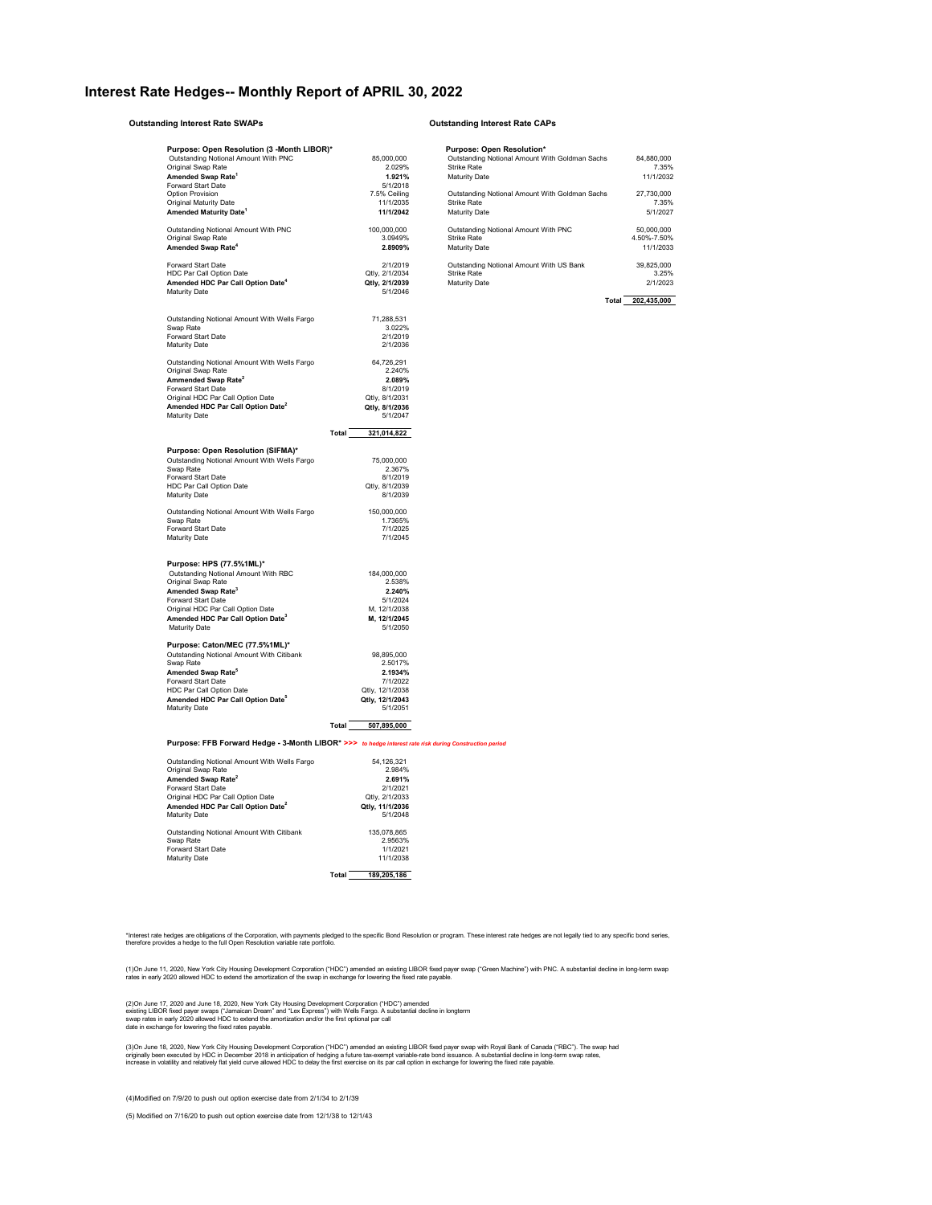# Interest Rate Hedges-- Monthly Report of APRIL 30, 2022

## Outstanding Interest Rate SWAPs

### Purpose: Open Resolution (3 -Month LIBOR)*

| | |
|---|---|
| Outstanding Notional Amount With PNC | 85,000,000 |
| Original Swap Rate | 2.029% |
| **Amended Swap Rate[1]** | **1.921%** |
| Forward Start Date | 5/1/2018 |
| Option Provision | 7.5% Ceiling |
| Original Maturity Date | 11/1/2035 |
| **Amended Maturity Date[1]** | **11/1/2042** |
| | |
| Outstanding Notional Amount With PNC | 100,000,000 |
| Original Swap Rate | 3.0949% |
| **Amended Swap Rate[4]** | **2.8909%** |
| | |
| Forward Start Date | 2/1/2019 |
| HDC Par Call Option Date | Qtly, 2/1/2034 |
| **Amended HDC Par Call Option Date[4]** | **Qtly, 2/1/2039** |
| Maturity Date | 5/1/2046 |
| | |
| Outstanding Notional Amount With Wells Fargo | 71,288,531 |
| Swap Rate | 3.022% |
| Forward Start Date | 2/1/2019 |
| Maturity Date | 2/1/2036 |
| | |
| Outstanding Notional Amount With Wells Fargo | 64,726,291 |
| Original Swap Rate | 2.240% |
| **Ammended Swap Rate[2]** | **2.089%** |
| Forward Start Date | 8/1/2019 |
| Original HDC Par Call Option Date | Qtly, 8/1/2031 |
| **Amended HDC Par Call Option Date[2]** | **Qtly, 8/1/2036** |
| Maturity Date | 5/1/2047 |
| **Total** | **321,014,822** |

### Purpose: Open Resolution (SIFMA)*

| | |
|---|---|
| Outstanding Notional Amount With Wells Fargo | 75,000,000 |
| Swap Rate | 2.367% |
| Forward Start Date | 8/1/2019 |
| HDC Par Call Option Date | Qtly, 8/1/2039 |
| Maturity Date | 8/1/2039 |
| | |
| Outstanding Notional Amount With Wells Fargo | 150,000,000 |
| Swap Rate | 1.7365% |
| Forward Start Date | 7/1/2025 |
| Maturity Date | 7/1/2045 |

### Purpose: HPS (77.5%1ML)*

| | |
|---|---|
| Outstanding Notional Amount With RBC | 184,000,000 |
| Original Swap Rate | 2.538% |
| **Amended Swap Rate[3]** | **2.240%** |
| Forward Start Date | 5/1/2024 |
| Original HDC Par Call Option Date | M, 12/1/2038 |
| **Amended HDC Par Call Option Date[3]** | **M, 12/1/2045** |
| Maturity Date | 5/1/2050 |

### Purpose: Caton/MEC (77.5%1ML)*

| | |
|---|---|
| Outstanding Notional Amount With Citibank | 98,895,000 |
| Swap Rate | 2.5017% |
| **Amended Swap Rate[5]** | **2.1934%** |
| Forward Start Date | 7/1/2022 |
| HDC Par Call Option Date | Qtly, 12/1/2038 |
| **Amended HDC Par Call Option Date[5]** | **Qtly, 12/1/2043** |
| Maturity Date | 5/1/2051 |
| **Total** | **507,895,000** |

### Purpose: FFB Forward Hedge - 3-Month LIBOR* >>> *to hedge interest rate risk during Construction period*

| | |
|---|---|
| Outstanding Notional Amount With Wells Fargo | 54,126,321 |
| Original Swap Rate | 2.984% |
| **Amended Swap Rate[2]** | **2.691%** |
| Forward Start Date | 2/1/2021 |
| Original HDC Par Call Option Date | Qtly, 2/1/2033 |
| **Amended HDC Par Call Option Date[2]** | **Qtly, 11/1/2036** |
| Maturity Date | 5/1/2048 |
| | |
| Outstanding Notional Amount With Citibank | 135,078,865 |
| Swap Rate | 2.9563% |
| Forward Start Date | 1/1/2021 |
| Maturity Date | 11/1/2038 |
| **Total** | **189,205,186** |

## Outstanding Interest Rate CAPs

### Purpose: Open Resolution*

| | |
|---|---|
| Outstanding Notional Amount With Goldman Sachs | 84,880,000 |
| Strike Rate | 7.35% |
| Maturity Date | 11/1/2032 |
| | |
| Outstanding Notional Amount With Goldman Sachs | 27,730,000 |
| Strike Rate | 7.35% |
| Maturity Date | 5/1/2027 |
| | |
| Outstanding Notional Amount With PNC | 50,000,000 |
| Strike Rate | 4.50%-7.50% |
| Maturity Date | 11/1/2033 |
| | |
| Outstanding Notional Amount With US Bank | 39,825,000 |
| Strike Rate | 3.25% |
| Maturity Date | 2/1/2023 |
| **Total** | **202,435,000** |

*Interest rate hedges are obligations of the Corporation, with payments pledged to the specific Bond Resolution or program. These interest rate hedges are not legally tied to any specific bond series, therefore provides a hedge to the full Open Resolution variable rate portfolio.

(1)On June 11, 2020, New York City Housing Development Corporation ("HDC") amended an existing LIBOR fixed payer swap ("Green Machine") with PNC. A substantial decline in long-term swap rates in early 2020 allowed HDC to extend the amortization of the swap in exchange for lowering the fixed rate payable.

(2)On June 17, 2020 and June 18, 2020, New York City Housing Development Corporation ("HDC") amended existing LIBOR fixed payer swaps ("Jamaican Dream" and "Lex Express") with Wells Fargo. A substantial decline in longterm swap rates in early 2020 allowed HDC to extend the amortization and/or the first optional par call date in exchange for lowering the fixed rates payable.

(3)On June 18, 2020, New York City Housing Development Corporation ("HDC") amended an existing LIBOR fixed payer swap with Royal Bank of Canada ("RBC"). The swap had originally been executed by HDC in December 2018 in anticipation of hedging a future tax-exempt variable-rate bond issuance. A substantial decline in long-term swap rates, increase in volatility and relatively flat yield curve allowed HDC to delay the first exercise on its par call option in exchange for lowering the fixed rate payable.

(4)Modified on 7/9/20 to push out option exercise date from 2/1/34 to 2/1/39

(5) Modified on 7/16/20 to push out option exercise date from 12/1/38 to 12/1/43